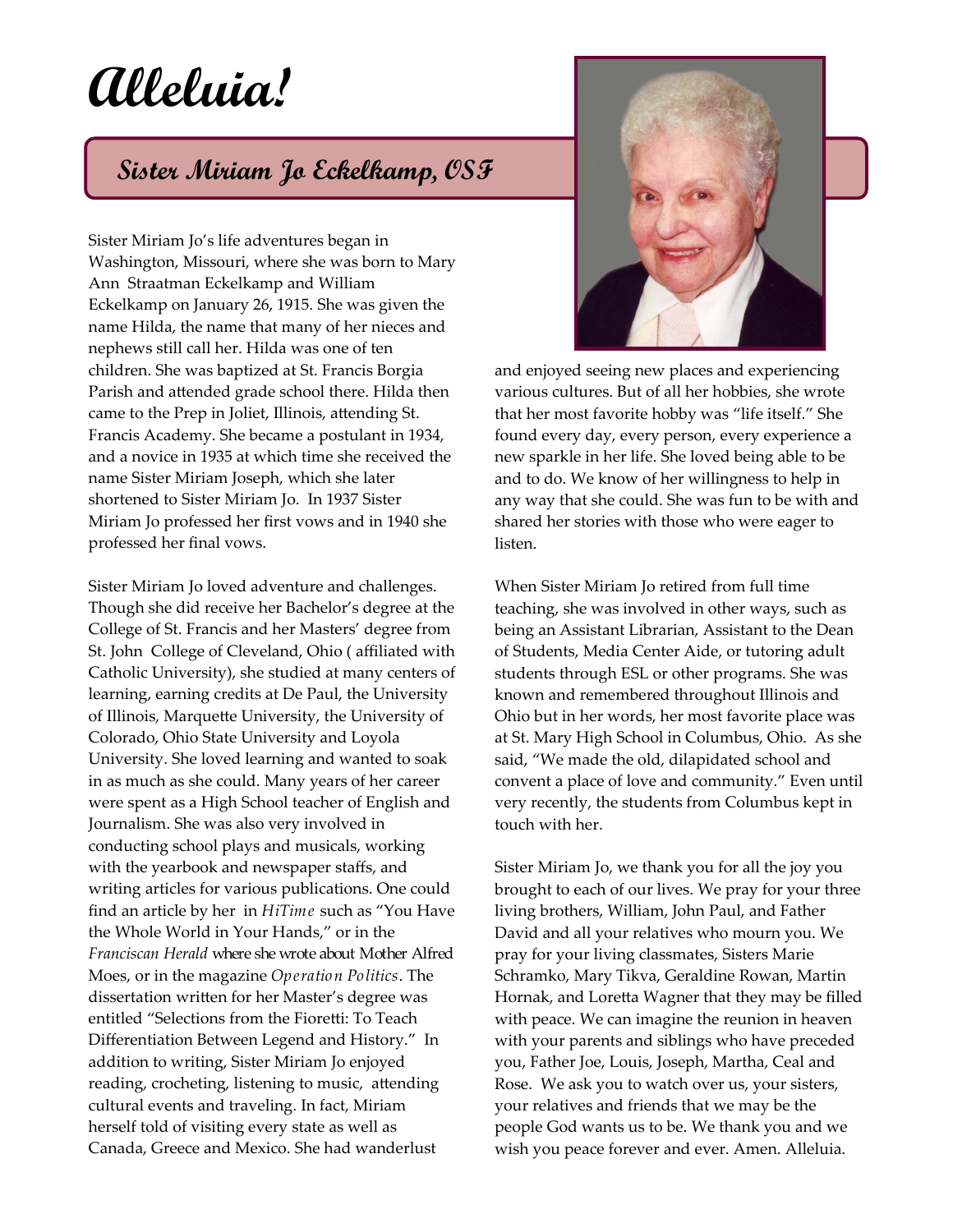# Alleluia!

## Sister Miriam Jo Eckelkamp, OSF

Sister Miriam Jo's life adventures began in Washington, Missouri, where she was born to Mary Ann Straatman Eckelkamp and William Eckelkamp on January 26, 1915. She was given the name Hilda, the name that many of her nieces and nephews still call her. Hilda was one of ten children. She was baptized at St. Francis Borgia Parish and attended grade school there. Hilda then came to the Prep in Joliet, Illinois, attending St. Francis Academy. She became a postulant in 1934, and a novice in 1935 at which time she received the name Sister Miriam Joseph, which she later shortened to Sister Miriam Jo. In 1937 Sister Miriam Jo professed her first vows and in 1940 she professed her final vows.

Sister Miriam Jo loved adventure and challenges. Though she did receive her Bachelor's degree at the College of St. Francis and her Masters' degree from St. John College of Cleveland, Ohio ( affiliated with Catholic University), she studied at many centers of learning, earning credits at De Paul, the University of Illinois, Marquette University, the University of Colorado, Ohio State University and Loyola University. She loved learning and wanted to soak in as much as she could. Many years of her career were spent as a High School teacher of English and Journalism. She was also very involved in conducting school plays and musicals, working with the yearbook and newspaper staffs, and writing articles for various publications. One could find an article by her in *HiTime* such as "You Have the Whole World in Your Hands," or in the *Franciscan Herald* where she wrote about Mother Alfred Moes, or in the magazine *Operation Politics*. The dissertation written for her Master's degree was entitled "Selections from the Fioretti: To Teach Differentiation Between Legend and History." In addition to writing, Sister Miriam Jo enjoyed reading, crocheting, listening to music, attending cultural events and traveling. In fact, Miriam herself told of visiting every state as well as Canada, Greece and Mexico. She had wanderlust and enjoyed seeing new places and experiencing various cultures. But of all her hobbies, she wrote that her most favorite hobby was "life itself." She found every day, every person, every experience a new sparkle in her life. She loved being able to be and to do. We know of her willingness to help in any way that she could. She was fun to be with and shared her stories with those who were eager to listen.

When Sister Miriam Jo retired from full time teaching, she was involved in other ways, such as being an Assistant Librarian, Assistant to the Dean of Students, Media Center Aide, or tutoring adult students through ESL or other programs. She was known and remembered throughout Illinois and Ohio but in her words, her most favorite place was at St. Mary High School in Columbus, Ohio. As she said, "We made the old, dilapidated school and convent a place of love and community." Even until very recently, the students from Columbus kept in touch with her.

Sister Miriam Jo, we thank you for all the joy you brought to each of our lives. We pray for your three living brothers, William, John Paul, and Father David and all your relatives who mourn you. We pray for your living classmates, Sisters Marie Schramko, Mary Tikva, Geraldine Rowan, Martin Hornak, and Loretta Wagner that they may be filled with peace. We can imagine the reunion in heaven with your parents and siblings who have preceded you, Father Joe, Louis, Joseph, Martha, Ceal and Rose. We ask you to watch over us, your sisters, your relatives and friends that we may be the people God wants us to be. We thank you and we wish you peace forever and ever. Amen. Alleluia.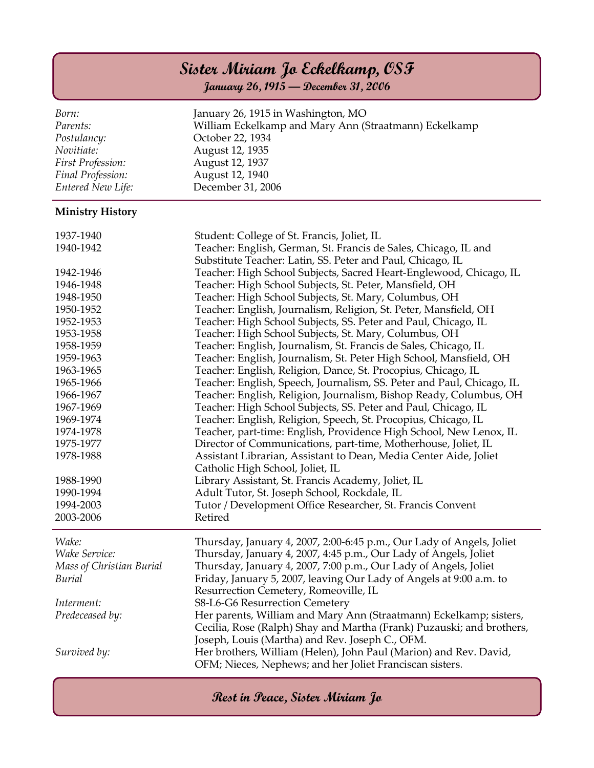# Sister Miriam Jo Eckelkamp, OSF

**January 26, 1915 — December 31, 2006**

| | |
|---|---|
| *Born:* | January 26, 1915 in Washington, MO |
| *Parents:* | William Eckelkamp and Mary Ann (Straatmann) Eckelkamp |
| *Postulancy:* | October 22, 1934 |
| *Novitiate:* | August 12, 1935 |
| *First Profession:* | August 12, 1937 |
| *Final Profession:* | August 12, 1940 |
| *Entered New Life:* | December 31, 2006 |

**Ministry History**

| | |
|---|---|
| 1937-1940 | Student: College of St. Francis, Joliet, IL |
| 1940-1942 | Teacher: English, German, St. Francis de Sales, Chicago, IL and Substitute Teacher: Latin, SS. Peter and Paul, Chicago, IL |
| 1942-1946 | Teacher: High School Subjects, Sacred Heart-Englewood, Chicago, IL |
| 1946-1948 | Teacher: High School Subjects, St. Peter, Mansfield, OH |
| 1948-1950 | Teacher: High School Subjects, St. Mary, Columbus, OH |
| 1950-1952 | Teacher: English, Journalism, Religion, St. Peter, Mansfield, OH |
| 1952-1953 | Teacher: High School Subjects, SS. Peter and Paul, Chicago, IL |
| 1953-1958 | Teacher: High School Subjects, St. Mary, Columbus, OH |
| 1958-1959 | Teacher: English, Journalism, St. Francis de Sales, Chicago, IL |
| 1959-1963 | Teacher: English, Journalism, St. Peter High School, Mansfield, OH |
| 1963-1965 | Teacher: English, Religion, Dance, St. Procopius, Chicago, IL |
| 1965-1966 | Teacher: English, Speech, Journalism, SS. Peter and Paul, Chicago, IL |
| 1966-1967 | Teacher: English, Religion, Journalism, Bishop Ready, Columbus, OH |
| 1967-1969 | Teacher: High School Subjects, SS. Peter and Paul, Chicago, IL |
| 1969-1974 | Teacher: English, Religion, Speech, St. Procopius, Chicago, IL |
| 1974-1978 | Teacher, part-time: English, Providence High School, New Lenox, IL |
| 1975-1977 | Director of Communications, part-time, Motherhouse, Joliet, IL |
| 1978-1988 | Assistant Librarian, Assistant to Dean, Media Center Aide, Joliet Catholic High School, Joliet, IL |
| 1988-1990 | Library Assistant, St. Francis Academy, Joliet, IL |
| 1990-1994 | Adult Tutor, St. Joseph School, Rockdale, IL |
| 1994-2003 | Tutor / Development Office Researcher, St. Francis Convent |
| 2003-2006 | Retired |

| | |
|---|---|
| *Wake:* | Thursday, January 4, 2007, 2:00-6:45 p.m., Our Lady of Angels, Joliet |
| *Wake Service:* | Thursday, January 4, 2007, 4:45 p.m., Our Lady of Angels, Joliet |
| *Mass of Christian Burial* | Thursday, January 4, 2007, 7:00 p.m., Our Lady of Angels, Joliet |
| *Burial* | Friday, January 5, 2007, leaving Our Lady of Angels at 9:00 a.m. to Resurrection Cemetery, Romeoville, IL |
| *Interment:* | S8-L6-G6 Resurrection Cemetery |
| *Predeceased by:* | Her parents, William and Mary Ann (Straatmann) Eckelkamp; sisters, Cecilia, Rose (Ralph) Shay and Martha (Frank) Puzauski; and brothers, Joseph, Louis (Martha) and Rev. Joseph C., OFM. |
| *Survived by:* | Her brothers, William (Helen), John Paul (Marion) and Rev. David, OFM; Nieces, Nephews; and her Joliet Franciscan sisters. |

**Rest in Peace, Sister Miriam Jo**